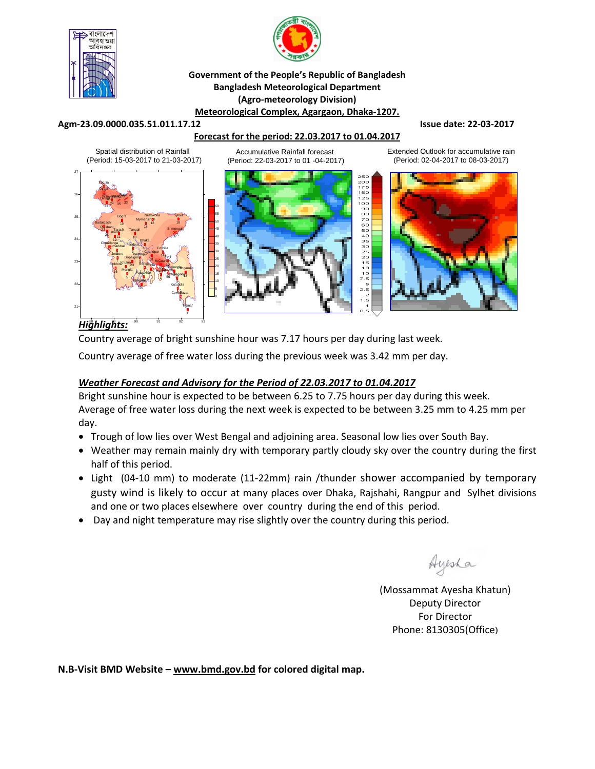**Government of the People's Republic of Bangladesh**
**Bangladesh Meteorological Department**
**(Agro-meteorology Division)**
**Meteorological Complex, Agargaon, Dhaka-1207.**

**Agm-23.09.0000.035.51.011.17.12** **Issue date: 22-03-2017**

**Forecast for the period: 22.03.2017 to 01.04.2017**

Spatial distribution of Rainfall (Period: 15-03-2017 to 21-03-2017)

Accumulative Rainfall forecast (Period: 22-03-2017 to 01 -04-2017)

Extended Outlook for accumulative rain (Period: 02-04-2017 to 08-03-2017)

***Highlights:***

Country average of bright sunshine hour was 7.17 hours per day during last week.

Country average of free water loss during the previous week was 3.42 mm per day.

***Weather Forecast and Advisory for the Period of 22.03.2017 to 01.04.2017***

Bright sunshine hour is expected to be between 6.25 to 7.75 hours per day during this week.

Average of free water loss during the next week is expected to be between 3.25 mm to 4.25 mm per day.

- Trough of low lies over West Bengal and adjoining area. Seasonal low lies over South Bay.
- Weather may remain mainly dry with temporary partly cloudy sky over the country during the first half of this period.
- Light (04-10 mm) to moderate (11-22mm) rain /thunder shower accompanied by temporary gusty wind is likely to occur at many places over Dhaka, Rajshahi, Rangpur and Sylhet divisions and one or two places elsewhere over country during the end of this period.
- Day and night temperature may rise slightly over the country during this period.

Ayesha

(Mossammat Ayesha Khatun)
Deputy Director
For Director
Phone: 8130305(Office)

**N.B-Visit BMD Website – www.bmd.gov.bd for colored digital map.**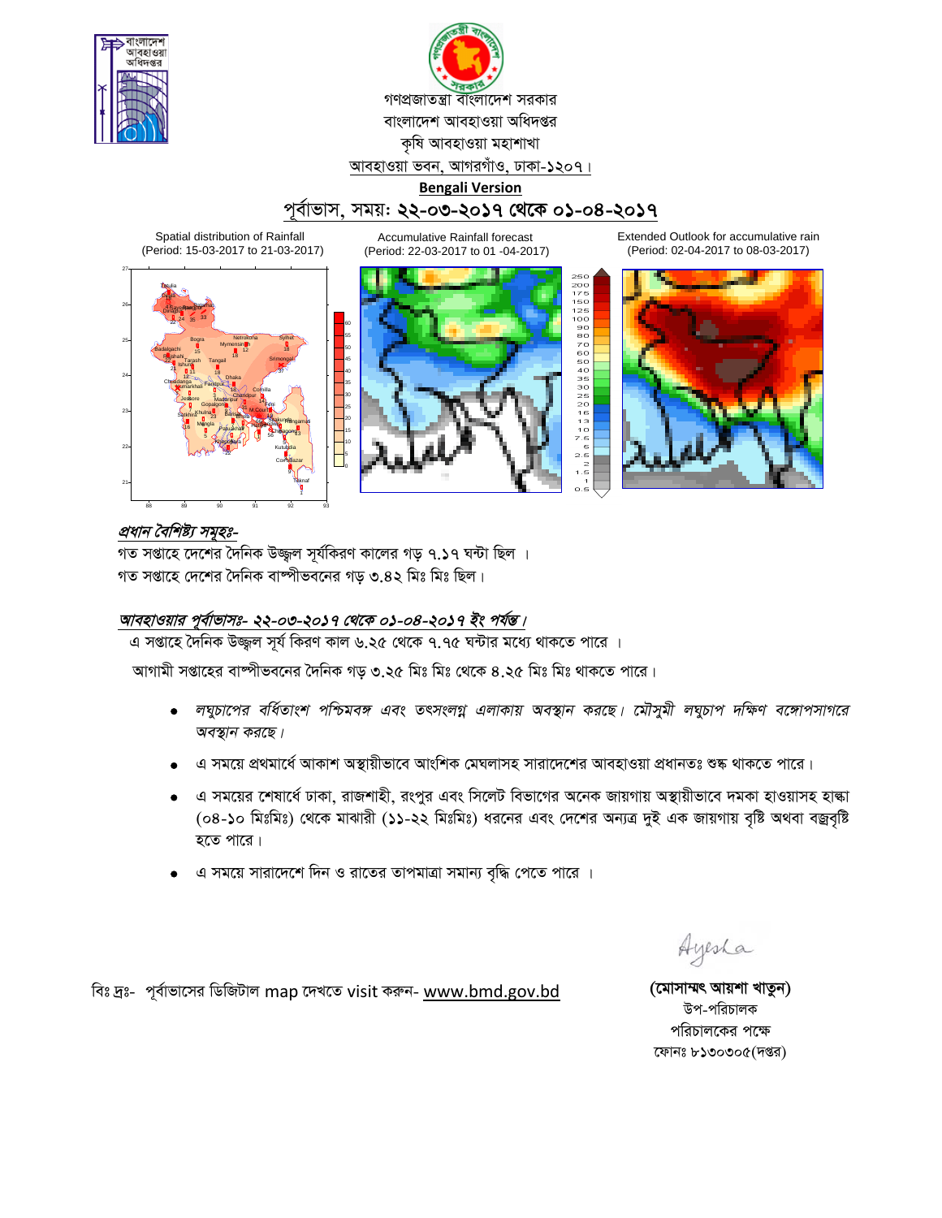গণপ্রজাতন্ত্রী বাংলাদেশ সরকার
বাংলাদেশ আবহাওয়া অধিদপ্তর
কৃষি আবহাওয়া মহাশাখা
আবহাওয়া ভবন, আগরগাঁও, ঢাকা-১২০৭।

**Bengali Version**

## পূর্বাভাস, সময়: ২২-০৩-২০১৭ থেকে ০১-০৪-২০১৭

Spatial distribution of Rainfall (Period: 15-03-2017 to 21-03-2017)

Accumulative Rainfall forecast (Period: 22-03-2017 to 01 -04-2017)

Extended Outlook for accumulative rain (Period: 02-04-2017 to 08-03-2017)

***প্রধান বৈশিষ্ট্য সমূহঃ-***

গত সপ্তাহে দেশের দৈনিক উজ্জ্বল সূর্যকিরণ কালের গড় ৭.১৭ ঘন্টা ছিল ।
গত সপ্তাহে দেশের দৈনিক বাষ্পীভবনের গড় ৩.৪২ মিঃ মিঃ ছিল।

***আবহাওয়ার পূর্বাভাসঃ- ২২-০৩-২০১৭ থেকে ০১-০৪-২০১৭ ইং পর্যন্ত।***

এ সপ্তাহে দৈনিক উজ্জ্বল সূর্য কিরণ কাল ৬.২৫ থেকে ৭.৭৫ ঘন্টার মধ্যে থাকতে পারে ।

আগামী সপ্তাহের বাষ্পীভবনের দৈনিক গড় ৩.২৫ মিঃ মিঃ থেকে ৪.২৫ মিঃ মিঃ থাকতে পারে।

- *লঘুচাপের বর্ধিতাংশ পশ্চিমবঙ্গ এবং তৎসংলগ্ন এলাকায় অবস্থান করছে। মৌসুমী লঘুচাপ দক্ষিণ বঙ্গোপসাগরে অবস্থান করছে।*
- এ সময়ে প্রথমার্ধে আকাশ অস্থায়ীভাবে আংশিক মেঘলাসহ সারাদেশের আবহাওয়া প্রধানতঃ শুষ্ক থাকতে পারে।
- এ সময়ের শেষার্ধে ঢাকা, রাজশাহী, রংপুর এবং সিলেট বিভাগের অনেক জায়গায় অস্থায়ীভাবে দমকা হাওয়াসহ হাল্কা (০৪-১০ মিঃমিঃ) থেকে মাঝারী (১১-২২ মিঃমিঃ) ধরনের এবং দেশের অন্যত্র দুই এক জায়গায় বৃষ্টি অথবা বজ্রবৃষ্টি হতে পারে।
- এ সময়ে সারাদেশে দিন ও রাতের তাপমাত্রা সমান্য বৃদ্ধি পেতে পারে ।

বিঃ দ্রঃ- পূর্বাভাসের ডিজিটাল map দেখতে visit করুন- www.bmd.gov.bd

Ayesha

**(মোসাম্মৎ আয়শা খাতুন)**
উপ-পরিচালক
পরিচালকের পক্ষে
ফোনঃ ৮১৩০৩০৫(দপ্তর)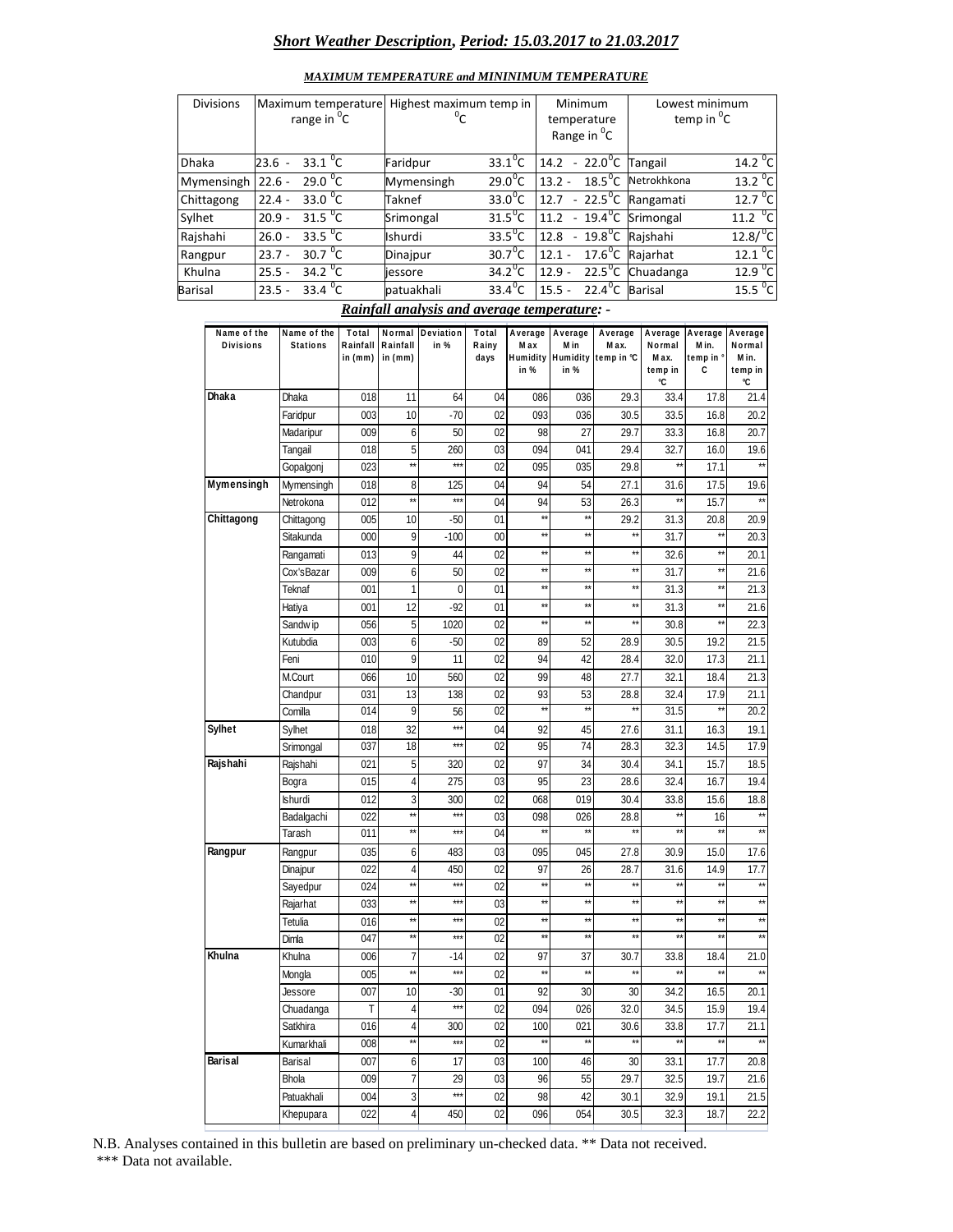# *Short Weather Description, Period: 15.03.2017 to 21.03.2017*

***MAXIMUM TEMPERATURE and MININIMUM TEMPERATURE***

| Divisions | Maximum temperature range in $^0$C | Highest maximum temp in $^0$C | | Minimum temperature Range in $^0$C | Lowest minimum temp in $^0$C | |
|---|---|---|---|---|---|---|
| Dhaka | 23.6 - 33.1 $^0$C | Faridpur | 33.1$^0$C | 14.2 - 22.0$^0$C | Tangail | 14.2 $^0$C |
| Mymensingh | 22.6 - 29.0 $^0$C | Mymensingh | 29.0$^0$C | 13.2 - 18.5$^0$C | Netrokhkona | 13.2 $^0$C |
| Chittagong | 22.4 - 33.0 $^0$C | Taknef | 33.0$^0$C | 12.7 - 22.5$^0$C | Rangamati | 12.7 $^0$C |
| Sylhet | 20.9 - 31.5 $^0$C | Srimongal | 31.5$^0$C | 11.2 - 19.4$^0$C | Srimongal | 11.2 $^0$C |
| Rajshahi | 26.0 - 33.5 $^0$C | Ishurdi | 33.5$^0$C | 12.8 - 19.8$^0$C | Rajshahi | 12.8/$^0$C |
| Rangpur | 23.7 - 30.7 $^0$C | Dinajpur | 30.7$^0$C | 12.1 - 17.6$^0$C | Rajarhat | 12.1 $^0$C |
| Khulna | 25.5 - 34.2 $^0$C | jessore | 34.2$^0$C | 12.9 - 22.5$^0$C | Chuadanga | 12.9 $^0$C |
| Barisal | 23.5 - 33.4 $^0$C | patuakhali | 33.4$^0$C | 15.5 - 22.4$^0$C | Barisal | 15.5 $^0$C |

***Rainfall analysis and average temperature: -***

| Name of the Divisions | Name of the Stations | Total Rainfall in (mm) | Normal Rainfall in (mm) | Deviation in % | Total Rainy days | Average Max Humidity in % | Average Min Humidity in % | Average Max. temp in ℃ | Average Normal Max. temp in ℃ | Average Min. temp in ℃ | Average Normal Min. temp in ℃ |
|---|---|---|---|---|---|---|---|---|---|---|---|
| Dhaka | Dhaka | 018 | 11 | 64 | 04 | 086 | 036 | 29.3 | 33.4 | 17.8 | 21.4 |
| | Faridpur | 003 | 10 | -70 | 02 | 093 | 036 | 30.5 | 33.5 | 16.8 | 20.2 |
| | Madaripur | 009 | 6 | 50 | 02 | 98 | 27 | 29.7 | 33.3 | 16.8 | 20.7 |
| | Tangail | 018 | 5 | 260 | 03 | 094 | 041 | 29.4 | 32.7 | 16.0 | 19.6 |
| | Gopalgonj | 023 | ** | *** | 02 | 095 | 035 | 29.8 | ** | 17.1 | ** |
| Mymensingh | Mymensingh | 018 | 8 | 125 | 04 | 94 | 54 | 27.1 | 31.6 | 17.5 | 19.6 |
| | Netrokona | 012 | ** | *** | 04 | 94 | 53 | 26.3 | ** | 15.7 | ** |
| Chittagong | Chittagong | 005 | 10 | -50 | 01 | ** | ** | 29.2 | 31.3 | 20.8 | 20.9 |
| | Sitakunda | 000 | 9 | -100 | 00 | ** | ** | ** | 31.7 | ** | 20.3 |
| | Rangamati | 013 | 9 | 44 | 02 | ** | ** | ** | 32.6 | ** | 20.1 |
| | Cox'sBazar | 009 | 6 | 50 | 02 | ** | ** | ** | 31.7 | ** | 21.6 |
| | Teknaf | 001 | 1 | 0 | 01 | ** | ** | ** | 31.3 | ** | 21.3 |
| | Hatiya | 001 | 12 | -92 | 01 | ** | ** | ** | 31.3 | ** | 21.6 |
| | Sandwip | 056 | 5 | 1020 | 02 | ** | ** | ** | 30.8 | ** | 22.3 |
| | Kutubdia | 003 | 6 | -50 | 02 | 89 | 52 | 28.9 | 30.5 | 19.2 | 21.5 |
| | Feni | 010 | 9 | 11 | 02 | 94 | 42 | 28.4 | 32.0 | 17.3 | 21.1 |
| | M.Court | 066 | 10 | 560 | 02 | 99 | 48 | 27.7 | 32.1 | 18.4 | 21.3 |
| | Chandpur | 031 | 13 | 138 | 02 | 93 | 53 | 28.8 | 32.4 | 17.9 | 21.1 |
| | Comilla | 014 | 9 | 56 | 02 | ** | ** | ** | 31.5 | ** | 20.2 |
| Sylhet | Sylhet | 018 | 32 | *** | 04 | 92 | 45 | 27.6 | 31.1 | 16.3 | 19.1 |
| | Srimongal | 037 | 18 | *** | 02 | 95 | 74 | 28.3 | 32.3 | 14.5 | 17.9 |
| Rajshahi | Rajshahi | 021 | 5 | 320 | 02 | 97 | 34 | 30.4 | 34.1 | 15.7 | 18.5 |
| | Bogra | 015 | 4 | 275 | 03 | 95 | 23 | 28.6 | 32.4 | 16.7 | 19.4 |
| | Ishurdi | 012 | 3 | 300 | 02 | 068 | 019 | 30.4 | 33.8 | 15.6 | 18.8 |
| | Badalgachi | 022 | ** | *** | 03 | 098 | 026 | 28.8 | ** | 16 | ** |
| | Tarash | 011 | ** | *** | 04 | ** | ** | ** | ** | ** | ** |
| Rangpur | Rangpur | 035 | 6 | 483 | 03 | 095 | 045 | 27.8 | 30.9 | 15.0 | 17.6 |
| | Dinajpur | 022 | 4 | 450 | 02 | 97 | 26 | 28.7 | 31.6 | 14.9 | 17.7 |
| | Sayedpur | 024 | ** | *** | 02 | ** | ** | ** | ** | ** | ** |
| | Rajarhat | 033 | ** | *** | 03 | ** | ** | ** | ** | ** | ** |
| | Tetulia | 016 | ** | *** | 02 | ** | ** | ** | ** | ** | ** |
| | Dimla | 047 | ** | *** | 02 | ** | ** | ** | ** | ** | ** |
| Khulna | Khulna | 006 | 7 | -14 | 02 | 97 | 37 | 30.7 | 33.8 | 18.4 | 21.0 |
| | Mongla | 005 | ** | *** | 02 | ** | ** | ** | ** | ** | ** |
| | Jessore | 007 | 10 | -30 | 01 | 92 | 30 | 30 | 34.2 | 16.5 | 20.1 |
| | Chuadanga | T | 4 | *** | 02 | 094 | 026 | 32.0 | 34.5 | 15.9 | 19.4 |
| | Satkhira | 016 | 4 | 300 | 02 | 100 | 021 | 30.6 | 33.8 | 17.7 | 21.1 |
| | Kumarkhali | 008 | ** | *** | 02 | ** | ** | ** | ** | ** | ** |
| Barisal | Barisal | 007 | 6 | 17 | 03 | 100 | 46 | 30 | 33.1 | 17.7 | 20.8 |
| | Bhola | 009 | 7 | 29 | 03 | 96 | 55 | 29.7 | 32.5 | 19.7 | 21.6 |
| | Patuakhali | 004 | 3 | *** | 02 | 98 | 42 | 30.1 | 32.9 | 19.1 | 21.5 |
| | Khepupara | 022 | 4 | 450 | 02 | 096 | 054 | 30.5 | 32.3 | 18.7 | 22.2 |

N.B. Analyses contained in this bulletin are based on preliminary un-checked data. ** Data not received.
*** Data not available.